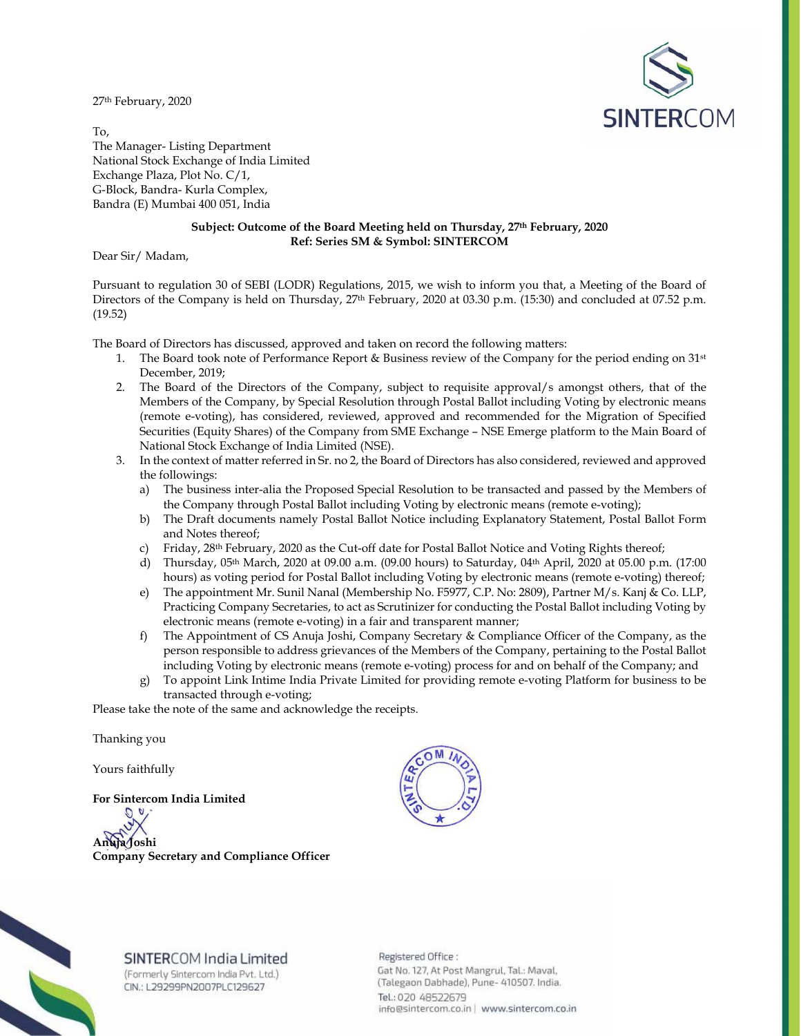27th February, 2020

To,
The Manager- Listing Department
National Stock Exchange of India Limited
Exchange Plaza, Plot No. C/1,
G-Block, Bandra- Kurla Complex,
Bandra (E) Mumbai 400 051, India

**Subject: Outcome of the Board Meeting held on Thursday, 27th February, 2020**
**Ref: Series SM & Symbol: SINTERCOM**

Dear Sir/ Madam,

Pursuant to regulation 30 of SEBI (LODR) Regulations, 2015, we wish to inform you that, a Meeting of the Board of Directors of the Company is held on Thursday, 27th February, 2020 at 03.30 p.m. (15:30) and concluded at 07.52 p.m. (19.52)

The Board of Directors has discussed, approved and taken on record the following matters:

1. The Board took note of Performance Report & Business review of the Company for the period ending on 31st December, 2019;
2. The Board of the Directors of the Company, subject to requisite approval/s amongst others, that of the Members of the Company, by Special Resolution through Postal Ballot including Voting by electronic means (remote e-voting), has considered, reviewed, approved and recommended for the Migration of Specified Securities (Equity Shares) of the Company from SME Exchange – NSE Emerge platform to the Main Board of National Stock Exchange of India Limited (NSE).
3. In the context of matter referred in Sr. no 2, the Board of Directors has also considered, reviewed and approved the followings:
   a) The business inter-alia the Proposed Special Resolution to be transacted and passed by the Members of the Company through Postal Ballot including Voting by electronic means (remote e-voting);
   b) The Draft documents namely Postal Ballot Notice including Explanatory Statement, Postal Ballot Form and Notes thereof;
   c) Friday, 28th February, 2020 as the Cut-off date for Postal Ballot Notice and Voting Rights thereof;
   d) Thursday, 05th March, 2020 at 09.00 a.m. (09.00 hours) to Saturday, 04th April, 2020 at 05.00 p.m. (17:00 hours) as voting period for Postal Ballot including Voting by electronic means (remote e-voting) thereof;
   e) The appointment Mr. Sunil Nanal (Membership No. F5977, C.P. No: 2809), Partner M/s. Kanj & Co. LLP, Practicing Company Secretaries, to act as Scrutinizer for conducting the Postal Ballot including Voting by electronic means (remote e-voting) in a fair and transparent manner;
   f) The Appointment of CS Anuja Joshi, Company Secretary & Compliance Officer of the Company, as the person responsible to address grievances of the Members of the Company, pertaining to the Postal Ballot including Voting by electronic means (remote e-voting) process for and on behalf of the Company; and
   g) To appoint Link Intime India Private Limited for providing remote e-voting Platform for business to be transacted through e-voting;

Please take the note of the same and acknowledge the receipts.

Thanking you

Yours faithfully

**For Sintercom India Limited**

**Anuja Joshi**
**Company Secretary and Compliance Officer**

SINTERCOM India Limited
(Formerly Sintercom India Pvt. Ltd.)
CIN.: L29299PN2007PLC129627

Registered Office :
Gat No. 127, At Post Mangrul, Tal.: Maval,
(Talegaon Dabhade), Pune- 410507. India.
Tel.: 020 48522679
info@sintercom.co.in | www.sintercom.co.in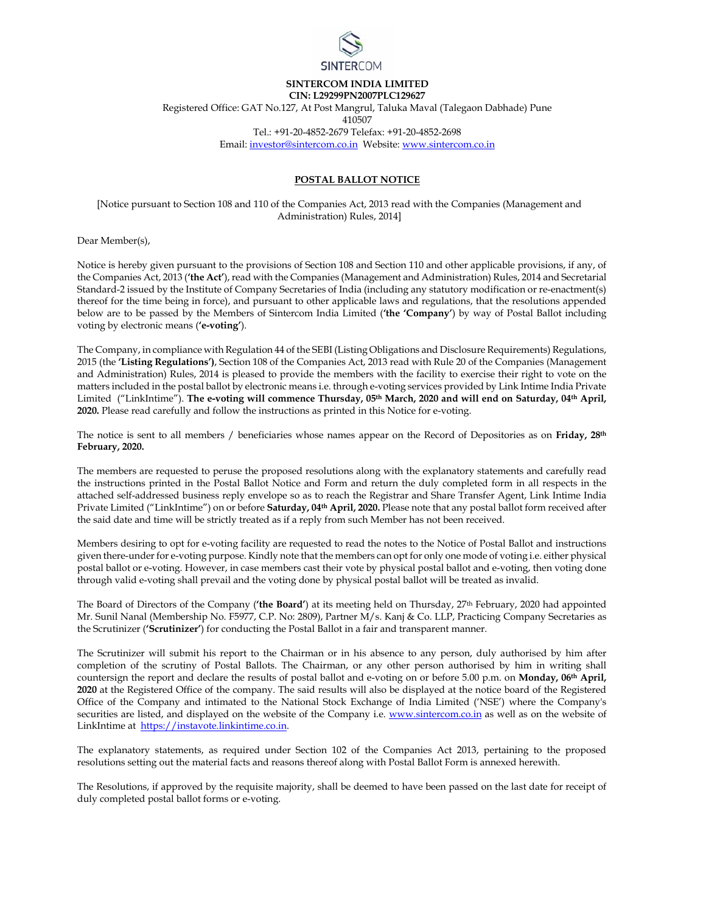**SINTERCOM INDIA LIMITED**
**CIN: L29299PN2007PLC129627**
Registered Office: GAT No.127, At Post Mangrul, Taluka Maval (Talegaon Dabhade) Pune 410507
Tel.: +91-20-4852-2679 Telefax: +91-20-4852-2698
Email: investor@sintercom.co.in Website: www.sintercom.co.in

## POSTAL BALLOT NOTICE

[Notice pursuant to Section 108 and 110 of the Companies Act, 2013 read with the Companies (Management and Administration) Rules, 2014]

Dear Member(s),

Notice is hereby given pursuant to the provisions of Section 108 and Section 110 and other applicable provisions, if any, of the Companies Act, 2013 (**'the Act'**), read with the Companies (Management and Administration) Rules, 2014 and Secretarial Standard-2 issued by the Institute of Company Secretaries of India (including any statutory modification or re-enactment(s) thereof for the time being in force), and pursuant to other applicable laws and regulations, that the resolutions appended below are to be passed by the Members of Sintercom India Limited (**'the 'Company'**) by way of Postal Ballot including voting by electronic means (**'e-voting'**).

The Company, in compliance with Regulation 44 of the SEBI (Listing Obligations and Disclosure Requirements) Regulations, 2015 (the **'Listing Regulations')**, Section 108 of the Companies Act, 2013 read with Rule 20 of the Companies (Management and Administration) Rules, 2014 is pleased to provide the members with the facility to exercise their right to vote on the matters included in the postal ballot by electronic means i.e. through e-voting services provided by Link Intime India Private Limited ("LinkIntime"). **The e-voting will commence Thursday, 05th March, 2020 and will end on Saturday, 04th April, 2020.** Please read carefully and follow the instructions as printed in this Notice for e-voting.

The notice is sent to all members / beneficiaries whose names appear on the Record of Depositories as on **Friday, 28th February, 2020.**

The members are requested to peruse the proposed resolutions along with the explanatory statements and carefully read the instructions printed in the Postal Ballot Notice and Form and return the duly completed form in all respects in the attached self-addressed business reply envelope so as to reach the Registrar and Share Transfer Agent, Link Intime India Private Limited ("LinkIntime") on or before **Saturday, 04th April, 2020.** Please note that any postal ballot form received after the said date and time will be strictly treated as if a reply from such Member has not been received.

Members desiring to opt for e-voting facility are requested to read the notes to the Notice of Postal Ballot and instructions given there-under for e-voting purpose. Kindly note that the members can opt for only one mode of voting i.e. either physical postal ballot or e-voting. However, in case members cast their vote by physical postal ballot and e-voting, then voting done through valid e-voting shall prevail and the voting done by physical postal ballot will be treated as invalid.

The Board of Directors of the Company (**'the Board'**) at its meeting held on Thursday, 27th February, 2020 had appointed Mr. Sunil Nanal (Membership No. F5977, C.P. No: 2809), Partner M/s. Kanj & Co. LLP, Practicing Company Secretaries as the Scrutinizer (**'Scrutinizer'**) for conducting the Postal Ballot in a fair and transparent manner.

The Scrutinizer will submit his report to the Chairman or in his absence to any person, duly authorised by him after completion of the scrutiny of Postal Ballots. The Chairman, or any other person authorised by him in writing shall countersign the report and declare the results of postal ballot and e-voting on or before 5.00 p.m. on **Monday, 06th April, 2020** at the Registered Office of the company. The said results will also be displayed at the notice board of the Registered Office of the Company and intimated to the National Stock Exchange of India Limited ('NSE') where the Company's securities are listed, and displayed on the website of the Company i.e. www.sintercom.co.in as well as on the website of LinkIntime at https://instavote.linkintime.co.in.

The explanatory statements, as required under Section 102 of the Companies Act 2013, pertaining to the proposed resolutions setting out the material facts and reasons thereof along with Postal Ballot Form is annexed herewith.

The Resolutions, if approved by the requisite majority, shall be deemed to have been passed on the last date for receipt of duly completed postal ballot forms or e-voting.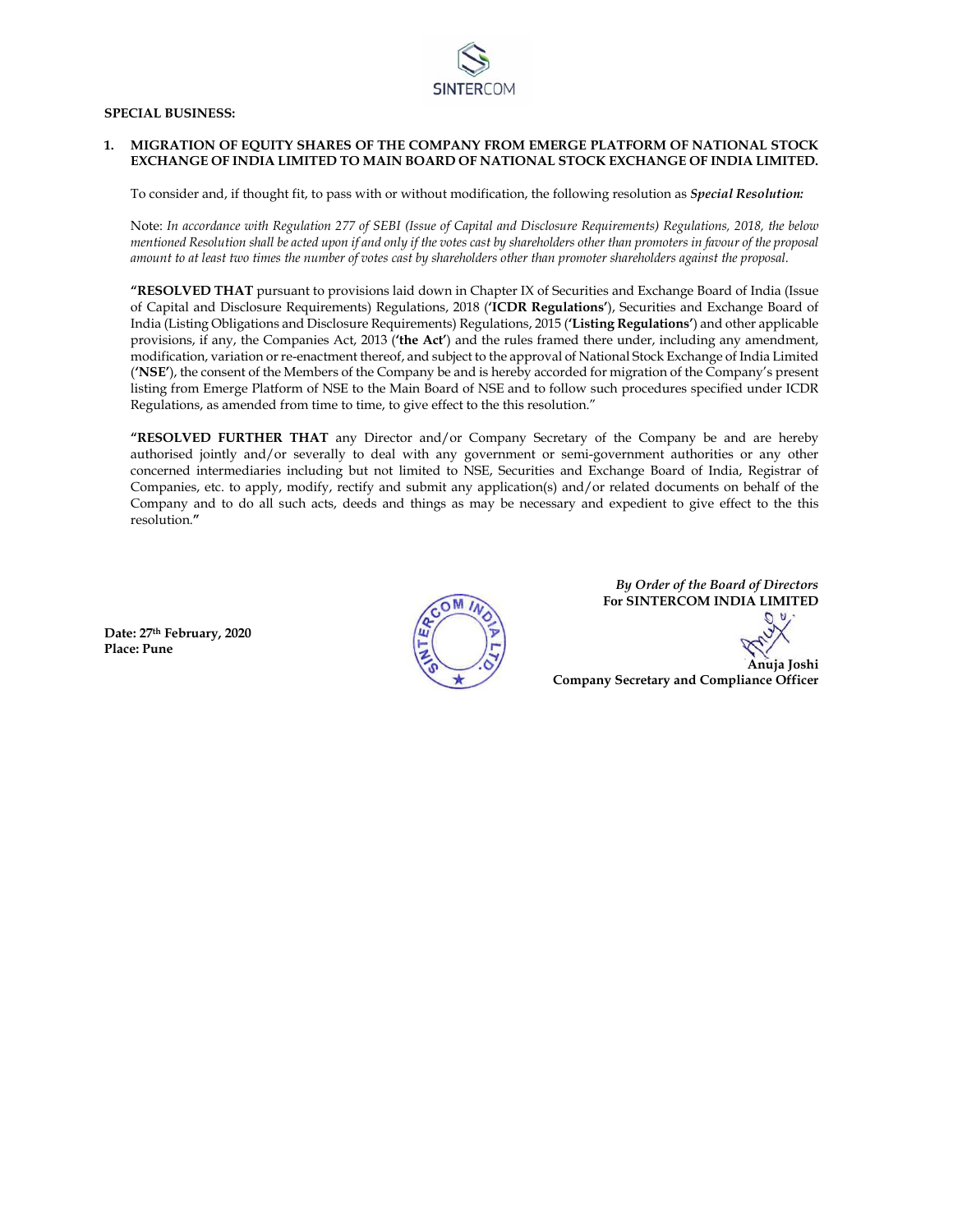**SPECIAL BUSINESS:**

**1. MIGRATION OF EQUITY SHARES OF THE COMPANY FROM EMERGE PLATFORM OF NATIONAL STOCK EXCHANGE OF INDIA LIMITED TO MAIN BOARD OF NATIONAL STOCK EXCHANGE OF INDIA LIMITED.**

To consider and, if thought fit, to pass with or without modification, the following resolution as ***Special Resolution:***

Note: *In accordance with Regulation 277 of SEBI (Issue of Capital and Disclosure Requirements) Regulations, 2018, the below mentioned Resolution shall be acted upon if and only if the votes cast by shareholders other than promoters in favour of the proposal amount to at least two times the number of votes cast by shareholders other than promoter shareholders against the proposal.*

**"RESOLVED THAT** pursuant to provisions laid down in Chapter IX of Securities and Exchange Board of India (Issue of Capital and Disclosure Requirements) Regulations, 2018 ('**ICDR Regulations**'), Securities and Exchange Board of India (Listing Obligations and Disclosure Requirements) Regulations, 2015 ('**Listing Regulations**') and other applicable provisions, if any, the Companies Act, 2013 ('**the Act**') and the rules framed there under, including any amendment, modification, variation or re-enactment thereof, and subject to the approval of National Stock Exchange of India Limited ('**NSE**'), the consent of the Members of the Company be and is hereby accorded for migration of the Company's present listing from Emerge Platform of NSE to the Main Board of NSE and to follow such procedures specified under ICDR Regulations, as amended from time to time, to give effect to the this resolution."

**"RESOLVED FURTHER THAT** any Director and/or Company Secretary of the Company be and are hereby authorised jointly and/or severally to deal with any government or semi-government authorities or any other concerned intermediaries including but not limited to NSE, Securities and Exchange Board of India, Registrar of Companies, etc. to apply, modify, rectify and submit any application(s) and/or related documents on behalf of the Company and to do all such acts, deeds and things as may be necessary and expedient to give effect to the this resolution.**"**

*By Order of the Board of Directors*
**For SINTERCOM INDIA LIMITED**

**Anuja Joshi**
**Company Secretary and Compliance Officer**

**Date: 27th February, 2020**
**Place: Pune**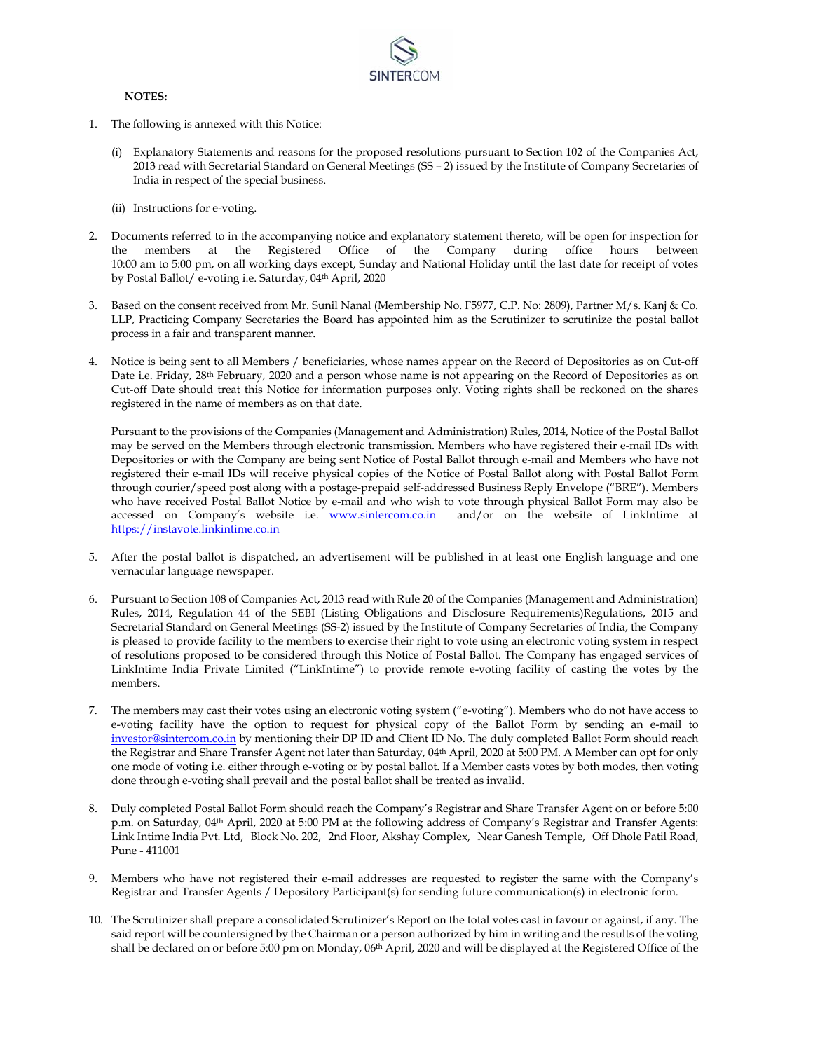**NOTES:**

1. The following is annexed with this Notice:

   (i) Explanatory Statements and reasons for the proposed resolutions pursuant to Section 102 of the Companies Act, 2013 read with Secretarial Standard on General Meetings (SS – 2) issued by the Institute of Company Secretaries of India in respect of the special business.

   (ii) Instructions for e-voting.

2. Documents referred to in the accompanying notice and explanatory statement thereto, will be open for inspection for the members at the Registered Office of the Company during office hours between 10:00 am to 5:00 pm, on all working days except, Sunday and National Holiday until the last date for receipt of votes by Postal Ballot/ e-voting i.e. Saturday, 04th April, 2020

3. Based on the consent received from Mr. Sunil Nanal (Membership No. F5977, C.P. No: 2809), Partner M/s. Kanj & Co. LLP, Practicing Company Secretaries the Board has appointed him as the Scrutinizer to scrutinize the postal ballot process in a fair and transparent manner.

4. Notice is being sent to all Members / beneficiaries, whose names appear on the Record of Depositories as on Cut-off Date i.e. Friday, 28th February, 2020 and a person whose name is not appearing on the Record of Depositories as on Cut-off Date should treat this Notice for information purposes only. Voting rights shall be reckoned on the shares registered in the name of members as on that date.

   Pursuant to the provisions of the Companies (Management and Administration) Rules, 2014, Notice of the Postal Ballot may be served on the Members through electronic transmission. Members who have registered their e-mail IDs with Depositories or with the Company are being sent Notice of Postal Ballot through e-mail and Members who have not registered their e-mail IDs will receive physical copies of the Notice of Postal Ballot along with Postal Ballot Form through courier/speed post along with a postage-prepaid self-addressed Business Reply Envelope ("BRE"). Members who have received Postal Ballot Notice by e-mail and who wish to vote through physical Ballot Form may also be accessed on Company's website i.e. www.sintercom.co.in and/or on the website of LinkIntime at https://instavote.linkintime.co.in

5. After the postal ballot is dispatched, an advertisement will be published in at least one English language and one vernacular language newspaper.

6. Pursuant to Section 108 of Companies Act, 2013 read with Rule 20 of the Companies (Management and Administration) Rules, 2014, Regulation 44 of the SEBI (Listing Obligations and Disclosure Requirements)Regulations, 2015 and Secretarial Standard on General Meetings (SS-2) issued by the Institute of Company Secretaries of India, the Company is pleased to provide facility to the members to exercise their right to vote using an electronic voting system in respect of resolutions proposed to be considered through this Notice of Postal Ballot. The Company has engaged services of LinkIntime India Private Limited ("LinkIntime") to provide remote e-voting facility of casting the votes by the members.

7. The members may cast their votes using an electronic voting system ("e-voting"). Members who do not have access to e-voting facility have the option to request for physical copy of the Ballot Form by sending an e-mail to investor@sintercom.co.in by mentioning their DP ID and Client ID No. The duly completed Ballot Form should reach the Registrar and Share Transfer Agent not later than Saturday, 04th April, 2020 at 5:00 PM. A Member can opt for only one mode of voting i.e. either through e-voting or by postal ballot. If a Member casts votes by both modes, then voting done through e-voting shall prevail and the postal ballot shall be treated as invalid.

8. Duly completed Postal Ballot Form should reach the Company's Registrar and Share Transfer Agent on or before 5:00 p.m. on Saturday, 04th April, 2020 at 5:00 PM at the following address of Company's Registrar and Transfer Agents: Link Intime India Pvt. Ltd, Block No. 202, 2nd Floor, Akshay Complex, Near Ganesh Temple, Off Dhole Patil Road, Pune - 411001

9. Members who have not registered their e-mail addresses are requested to register the same with the Company's Registrar and Transfer Agents / Depository Participant(s) for sending future communication(s) in electronic form.

10. The Scrutinizer shall prepare a consolidated Scrutinizer's Report on the total votes cast in favour or against, if any. The said report will be countersigned by the Chairman or a person authorized by him in writing and the results of the voting shall be declared on or before 5:00 pm on Monday, 06th April, 2020 and will be displayed at the Registered Office of the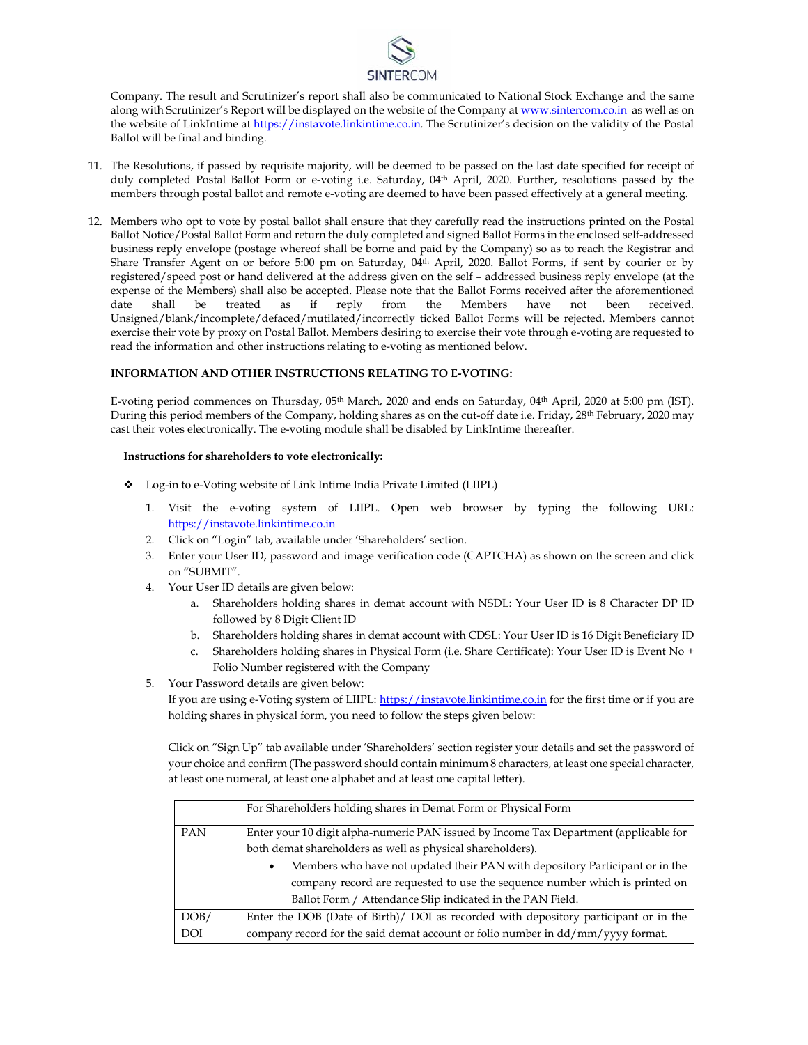Company. The result and Scrutinizer's report shall also be communicated to National Stock Exchange and the same along with Scrutinizer's Report will be displayed on the website of the Company at www.sintercom.co.in as well as on the website of LinkIntime at https://instavote.linkintime.co.in. The Scrutinizer's decision on the validity of the Postal Ballot will be final and binding.

11. The Resolutions, if passed by requisite majority, will be deemed to be passed on the last date specified for receipt of duly completed Postal Ballot Form or e-voting i.e. Saturday, 04th April, 2020. Further, resolutions passed by the members through postal ballot and remote e-voting are deemed to have been passed effectively at a general meeting.

12. Members who opt to vote by postal ballot shall ensure that they carefully read the instructions printed on the Postal Ballot Notice/Postal Ballot Form and return the duly completed and signed Ballot Forms in the enclosed self-addressed business reply envelope (postage whereof shall be borne and paid by the Company) so as to reach the Registrar and Share Transfer Agent on or before 5:00 pm on Saturday, 04th April, 2020. Ballot Forms, if sent by courier or by registered/speed post or hand delivered at the address given on the self – addressed business reply envelope (at the expense of the Members) shall also be accepted. Please note that the Ballot Forms received after the aforementioned date shall be treated as if reply from the Members have not been received. Unsigned/blank/incomplete/defaced/mutilated/incorrectly ticked Ballot Forms will be rejected. Members cannot exercise their vote by proxy on Postal Ballot. Members desiring to exercise their vote through e-voting are requested to read the information and other instructions relating to e-voting as mentioned below.

**INFORMATION AND OTHER INSTRUCTIONS RELATING TO E-VOTING:**

E-voting period commences on Thursday, 05th March, 2020 and ends on Saturday, 04th April, 2020 at 5:00 pm (IST). During this period members of the Company, holding shares as on the cut-off date i.e. Friday, 28th February, 2020 may cast their votes electronically. The e-voting module shall be disabled by LinkIntime thereafter.

**Instructions for shareholders to vote electronically:**

- Log-in to e-Voting website of Link Intime India Private Limited (LIIPL)

    1. Visit the e-voting system of LIIPL. Open web browser by typing the following URL: https://instavote.linkintime.co.in
    2. Click on "Login" tab, available under 'Shareholders' section.
    3. Enter your User ID, password and image verification code (CAPTCHA) as shown on the screen and click on "SUBMIT".
    4. Your User ID details are given below:
        a. Shareholders holding shares in demat account with NSDL: Your User ID is 8 Character DP ID followed by 8 Digit Client ID
        b. Shareholders holding shares in demat account with CDSL: Your User ID is 16 Digit Beneficiary ID
        c. Shareholders holding shares in Physical Form (i.e. Share Certificate): Your User ID is Event No + Folio Number registered with the Company
    5. Your Password details are given below:
       If you are using e-Voting system of LIIPL: https://instavote.linkintime.co.in for the first time or if you are holding shares in physical form, you need to follow the steps given below:

       Click on "Sign Up" tab available under 'Shareholders' section register your details and set the password of your choice and confirm (The password should contain minimum 8 characters, at least one special character, at least one numeral, at least one alphabet and at least one capital letter).

| | For Shareholders holding shares in Demat Form or Physical Form |
|---|---|
| PAN | Enter your 10 digit alpha-numeric PAN issued by Income Tax Department (applicable for both demat shareholders as well as physical shareholders).<br>• Members who have not updated their PAN with depository Participant or in the company record are requested to use the sequence number which is printed on Ballot Form / Attendance Slip indicated in the PAN Field. |
| DOB/ DOI | Enter the DOB (Date of Birth)/ DOI as recorded with depository participant or in the company record for the said demat account or folio number in dd/mm/yyyy format. |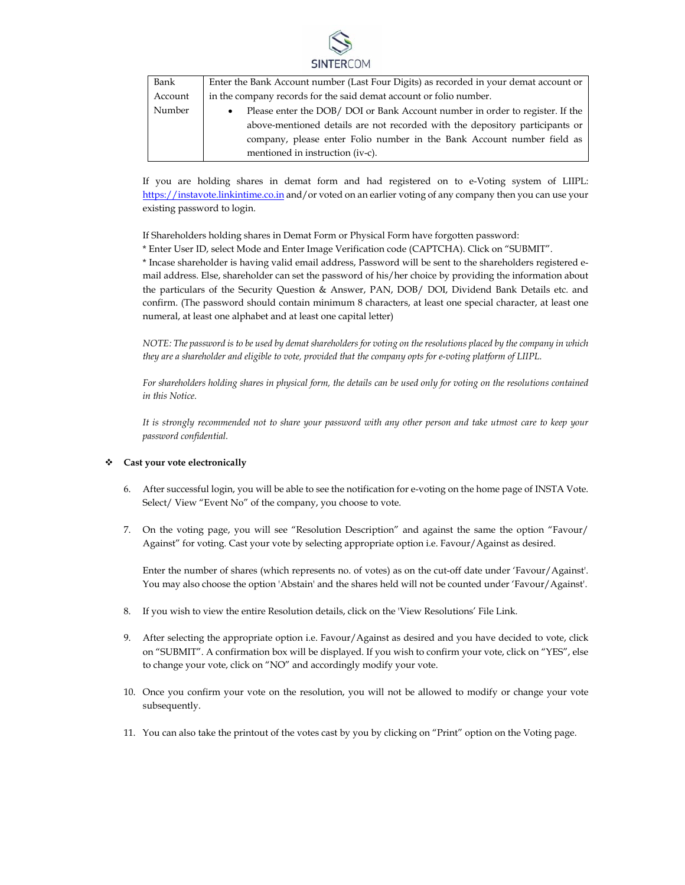| Bank Account Number | Enter the Bank Account number (Last Four Digits) as recorded in your demat account or in the company records for the said demat account or folio number.<br>• Please enter the DOB/ DOI or Bank Account number in order to register. If the above-mentioned details are not recorded with the depository participants or company, please enter Folio number in the Bank Account number field as mentioned in instruction (iv-c). |
|---|---|

If you are holding shares in demat form and had registered on to e-Voting system of LIIPL: [https://instavote.linkintime.co.in](https://instavote.linkintime.co.in) and/or voted on an earlier voting of any company then you can use your existing password to login.

If Shareholders holding shares in Demat Form or Physical Form have forgotten password:
* Enter User ID, select Mode and Enter Image Verification code (CAPTCHA). Click on "SUBMIT".
* Incase shareholder is having valid email address, Password will be sent to the shareholders registered e-mail address. Else, shareholder can set the password of his/her choice by providing the information about the particulars of the Security Question & Answer, PAN, DOB/ DOI, Dividend Bank Details etc. and confirm. (The password should contain minimum 8 characters, at least one special character, at least one numeral, at least one alphabet and at least one capital letter)

*NOTE: The password is to be used by demat shareholders for voting on the resolutions placed by the company in which they are a shareholder and eligible to vote, provided that the company opts for e-voting platform of LIIPL.*

*For shareholders holding shares in physical form, the details can be used only for voting on the resolutions contained in this Notice.*

*It is strongly recommended not to share your password with any other person and take utmost care to keep your password confidential.*

- **Cast your vote electronically**

6. After successful login, you will be able to see the notification for e-voting on the home page of INSTA Vote. Select/ View "Event No" of the company, you choose to vote.

7. On the voting page, you will see "Resolution Description" and against the same the option "Favour/ Against" for voting. Cast your vote by selecting appropriate option i.e. Favour/Against as desired.

   Enter the number of shares (which represents no. of votes) as on the cut-off date under 'Favour/Against'. You may also choose the option 'Abstain' and the shares held will not be counted under 'Favour/Against'.

8. If you wish to view the entire Resolution details, click on the 'View Resolutions' File Link.

9. After selecting the appropriate option i.e. Favour/Against as desired and you have decided to vote, click on "SUBMIT". A confirmation box will be displayed. If you wish to confirm your vote, click on "YES", else to change your vote, click on "NO" and accordingly modify your vote.

10. Once you confirm your vote on the resolution, you will not be allowed to modify or change your vote subsequently.

11. You can also take the printout of the votes cast by you by clicking on "Print" option on the Voting page.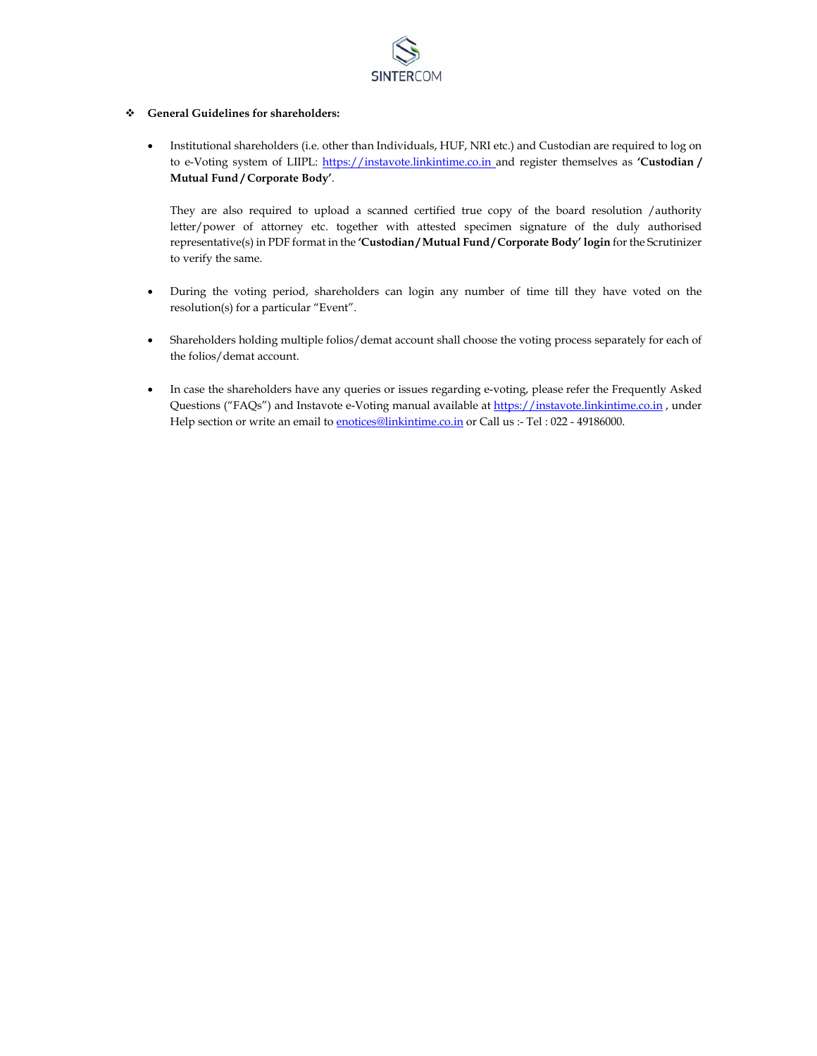- **General Guidelines for shareholders:**

  - Institutional shareholders (i.e. other than Individuals, HUF, NRI etc.) and Custodian are required to log on to e-Voting system of LIIPL: https://instavote.linkintime.co.in and register themselves as **'Custodian / Mutual Fund / Corporate Body'**.

    They are also required to upload a scanned certified true copy of the board resolution /authority letter/power of attorney etc. together with attested specimen signature of the duly authorised representative(s) in PDF format in the **'Custodian / Mutual Fund / Corporate Body' login** for the Scrutinizer to verify the same.

  - During the voting period, shareholders can login any number of time till they have voted on the resolution(s) for a particular "Event".

  - Shareholders holding multiple folios/demat account shall choose the voting process separately for each of the folios/demat account.

  - In case the shareholders have any queries or issues regarding e-voting, please refer the Frequently Asked Questions ("FAQs") and Instavote e-Voting manual available at https://instavote.linkintime.co.in , under Help section or write an email to enotices@linkintime.co.in or Call us :- Tel : 022 - 49186000.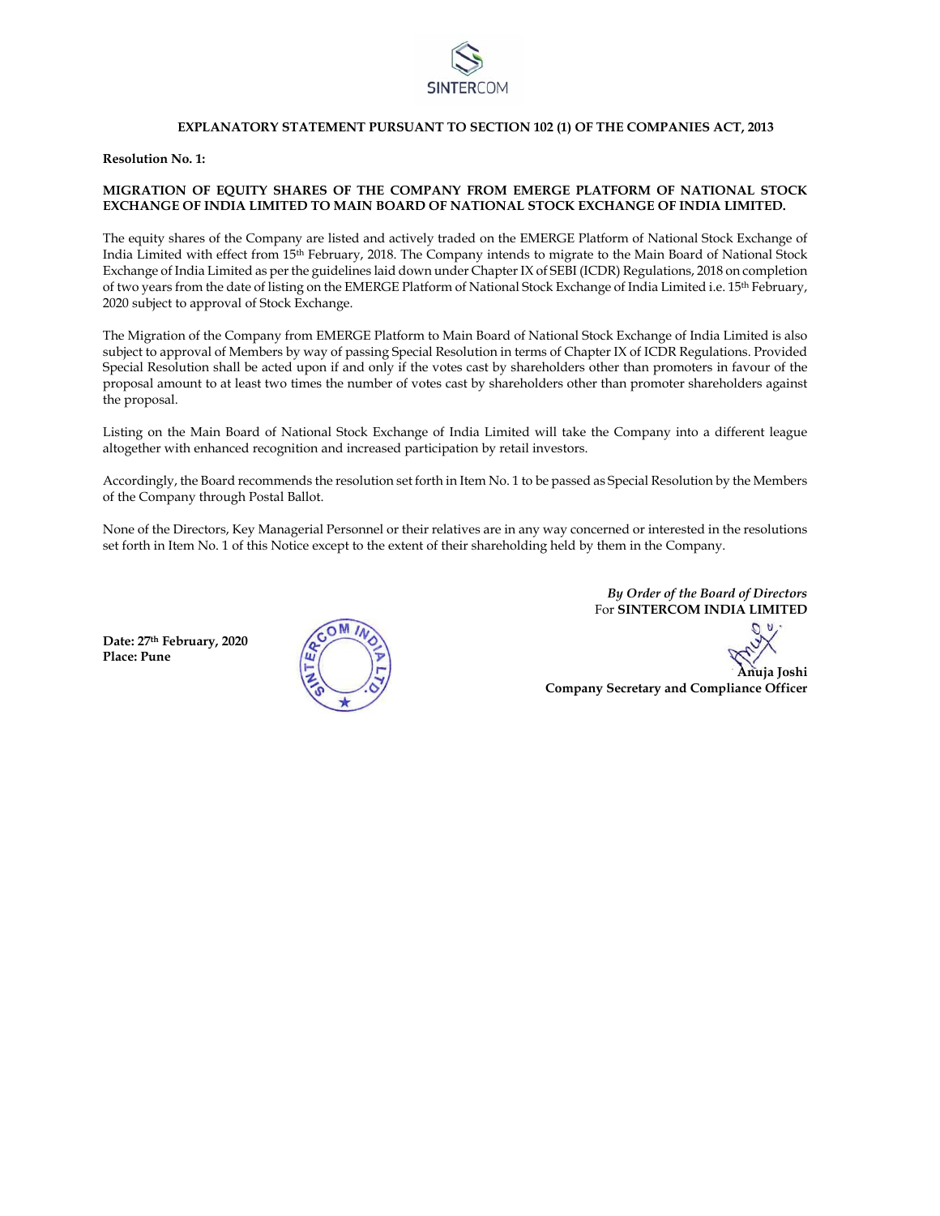## EXPLANATORY STATEMENT PURSUANT TO SECTION 102 (1) OF THE COMPANIES ACT, 2013

**Resolution No. 1:**

**MIGRATION OF EQUITY SHARES OF THE COMPANY FROM EMERGE PLATFORM OF NATIONAL STOCK EXCHANGE OF INDIA LIMITED TO MAIN BOARD OF NATIONAL STOCK EXCHANGE OF INDIA LIMITED.**

The equity shares of the Company are listed and actively traded on the EMERGE Platform of National Stock Exchange of India Limited with effect from 15th February, 2018. The Company intends to migrate to the Main Board of National Stock Exchange of India Limited as per the guidelines laid down under Chapter IX of SEBI (ICDR) Regulations, 2018 on completion of two years from the date of listing on the EMERGE Platform of National Stock Exchange of India Limited i.e. 15th February, 2020 subject to approval of Stock Exchange.

The Migration of the Company from EMERGE Platform to Main Board of National Stock Exchange of India Limited is also subject to approval of Members by way of passing Special Resolution in terms of Chapter IX of ICDR Regulations. Provided Special Resolution shall be acted upon if and only if the votes cast by shareholders other than promoters in favour of the proposal amount to at least two times the number of votes cast by shareholders other than promoter shareholders against the proposal.

Listing on the Main Board of National Stock Exchange of India Limited will take the Company into a different league altogether with enhanced recognition and increased participation by retail investors.

Accordingly, the Board recommends the resolution set forth in Item No. 1 to be passed as Special Resolution by the Members of the Company through Postal Ballot.

None of the Directors, Key Managerial Personnel or their relatives are in any way concerned or interested in the resolutions set forth in Item No. 1 of this Notice except to the extent of their shareholding held by them in the Company.

*By Order of the Board of Directors*
For **SINTERCOM INDIA LIMITED**

**Date: 27th February, 2020**
**Place: Pune**

**Anuja Joshi**
**Company Secretary and Compliance Officer**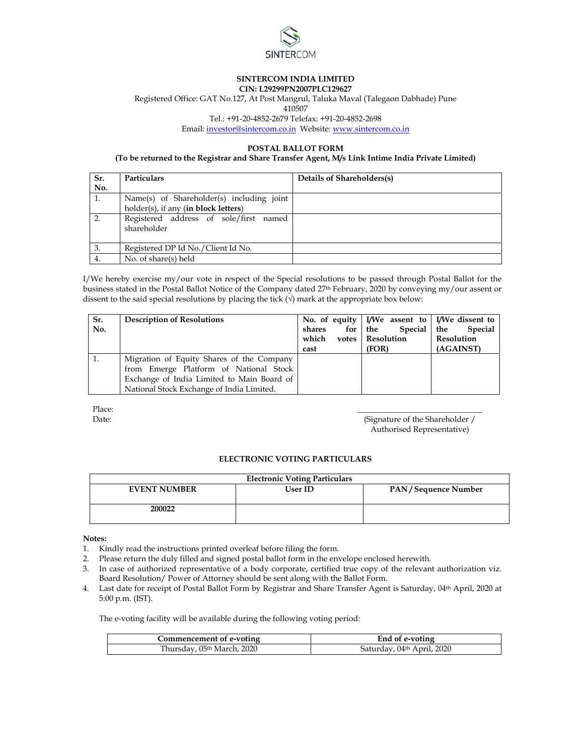**SINTERCOM INDIA LIMITED**
**CIN: L29299PN2007PLC129627**
Registered Office: GAT No.127, At Post Mangrul, Taluka Maval (Talegaon Dabhade) Pune 410507
Tel.: +91-20-4852-2679 Telefax: +91-20-4852-2698
Email: investor@sintercom.co.in Website: www.sintercom.co.in

## POSTAL BALLOT FORM

**(To be returned to the Registrar and Share Transfer Agent, M/s Link Intime India Private Limited)**

| Sr. No. | Particulars | Details of Shareholders(s) |
|---|---|---|
| 1. | Name(s) of Shareholder(s) including joint holder(s), if any (**in block letters**) | |
| 2. | Registered address of sole/first named shareholder | |
| 3. | Registered DP Id No./Client Id No. | |
| 4. | No. of share(s) held | |

I/We hereby exercise my/our vote in respect of the Special resolutions to be passed through Postal Ballot for the business stated in the Postal Ballot Notice of the Company dated 27th February, 2020 by conveying my/our assent or dissent to the said special resolutions by placing the tick (√) mark at the appropriate box below:

| Sr. No. | Description of Resolutions | No. of equity shares for which votes cast | I/We assent to the Special Resolution (FOR) | I/We dissent to the Special Resolution (AGAINST) |
|---|---|---|---|---|
| 1. | Migration of Equity Shares of the Company from Emerge Platform of National Stock Exchange of India Limited to Main Board of National Stock Exchange of India Limited. | | | |

Place:

Date:

(Signature of the Shareholder / Authorised Representative)

### ELECTRONIC VOTING PARTICULARS

| Electronic Voting Particulars | | |
|---|---|---|
| **EVENT NUMBER** | **User ID** | **PAN / Sequence Number** |
| **200022** | | |

**Notes:**

1. Kindly read the instructions printed overleaf before filing the form.
2. Please return the duly filled and signed postal ballot form in the envelope enclosed herewith.
3. In case of authorized representative of a body corporate, certified true copy of the relevant authorization viz. Board Resolution/ Power of Attorney should be sent along with the Ballot Form.
4. Last date for receipt of Postal Ballot Form by Registrar and Share Transfer Agent is Saturday, 04th April, 2020 at 5:00 p.m. (IST).

The e-voting facility will be available during the following voting period:

| Commencement of e-voting | End of e-voting |
|---|---|
| Thursday, 05th March, 2020 | Saturday, 04th April, 2020 |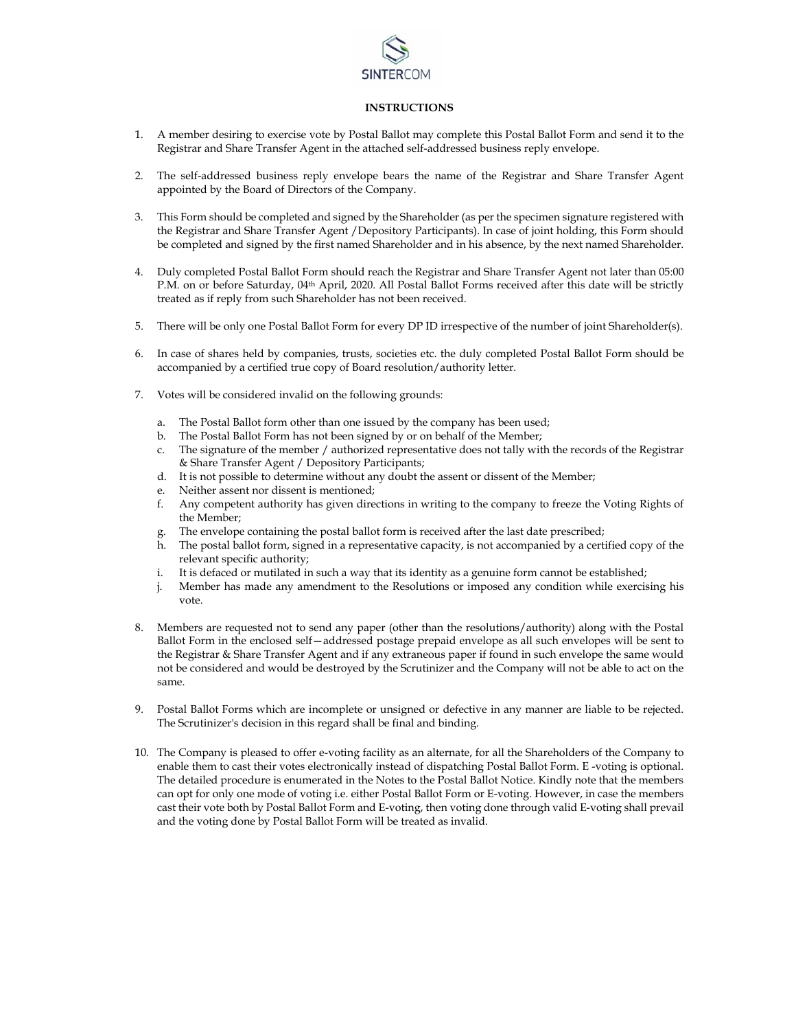SINTERCOM

## INSTRUCTIONS

1. A member desiring to exercise vote by Postal Ballot may complete this Postal Ballot Form and send it to the Registrar and Share Transfer Agent in the attached self-addressed business reply envelope.

2. The self-addressed business reply envelope bears the name of the Registrar and Share Transfer Agent appointed by the Board of Directors of the Company.

3. This Form should be completed and signed by the Shareholder (as per the specimen signature registered with the Registrar and Share Transfer Agent /Depository Participants). In case of joint holding, this Form should be completed and signed by the first named Shareholder and in his absence, by the next named Shareholder.

4. Duly completed Postal Ballot Form should reach the Registrar and Share Transfer Agent not later than 05:00 P.M. on or before Saturday, 04th April, 2020. All Postal Ballot Forms received after this date will be strictly treated as if reply from such Shareholder has not been received.

5. There will be only one Postal Ballot Form for every DP ID irrespective of the number of joint Shareholder(s).

6. In case of shares held by companies, trusts, societies etc. the duly completed Postal Ballot Form should be accompanied by a certified true copy of Board resolution/authority letter.

7. Votes will be considered invalid on the following grounds:

   a. The Postal Ballot form other than one issued by the company has been used;
   b. The Postal Ballot Form has not been signed by or on behalf of the Member;
   c. The signature of the member / authorized representative does not tally with the records of the Registrar & Share Transfer Agent / Depository Participants;
   d. It is not possible to determine without any doubt the assent or dissent of the Member;
   e. Neither assent nor dissent is mentioned;
   f. Any competent authority has given directions in writing to the company to freeze the Voting Rights of the Member;
   g. The envelope containing the postal ballot form is received after the last date prescribed;
   h. The postal ballot form, signed in a representative capacity, is not accompanied by a certified copy of the relevant specific authority;
   i. It is defaced or mutilated in such a way that its identity as a genuine form cannot be established;
   j. Member has made any amendment to the Resolutions or imposed any condition while exercising his vote.

8. Members are requested not to send any paper (other than the resolutions/authority) along with the Postal Ballot Form in the enclosed self—addressed postage prepaid envelope as all such envelopes will be sent to the Registrar & Share Transfer Agent and if any extraneous paper if found in such envelope the same would not be considered and would be destroyed by the Scrutinizer and the Company will not be able to act on the same.

9. Postal Ballot Forms which are incomplete or unsigned or defective in any manner are liable to be rejected. The Scrutinizer's decision in this regard shall be final and binding.

10. The Company is pleased to offer e-voting facility as an alternate, for all the Shareholders of the Company to enable them to cast their votes electronically instead of dispatching Postal Ballot Form. E -voting is optional. The detailed procedure is enumerated in the Notes to the Postal Ballot Notice. Kindly note that the members can opt for only one mode of voting i.e. either Postal Ballot Form or E-voting. However, in case the members cast their vote both by Postal Ballot Form and E-voting, then voting done through valid E-voting shall prevail and the voting done by Postal Ballot Form will be treated as invalid.